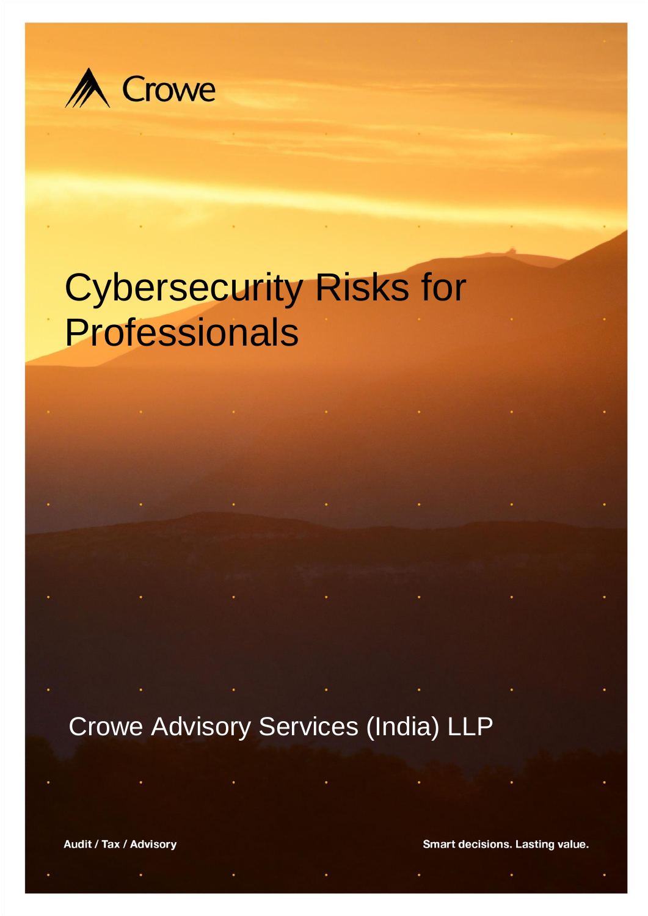Crowe

# Cybersecurity Risks for Professionals

Crowe Advisory Services (India) LLP

Audit / Tax / Advisory

Smart decisions. Lasting value.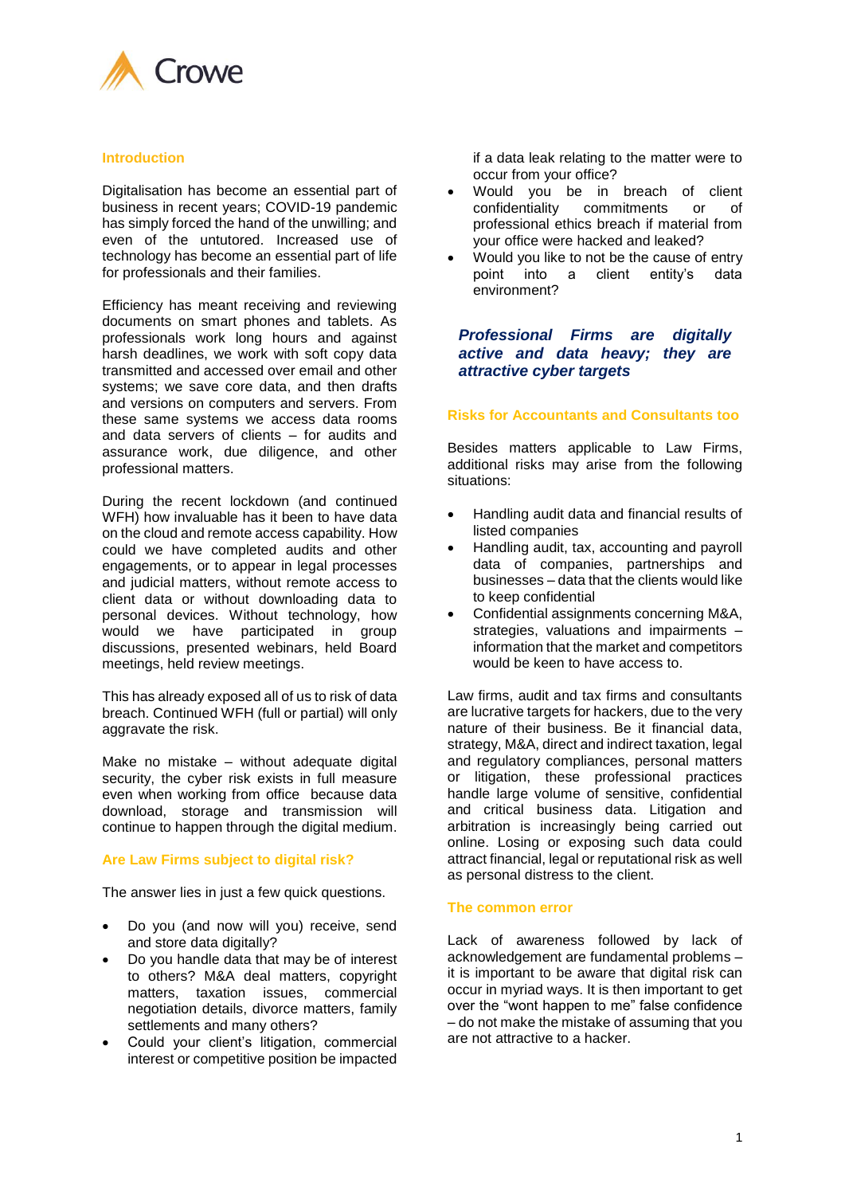## Introduction

Digitalisation has become an essential part of business in recent years; COVID-19 pandemic has simply forced the hand of the unwilling; and even of the untutored. Increased use of technology has become an essential part of life for professionals and their families.

Efficiency has meant receiving and reviewing documents on smart phones and tablets. As professionals work long hours and against harsh deadlines, we work with soft copy data transmitted and accessed over email and other systems; we save core data, and then drafts and versions on computers and servers. From these same systems we access data rooms and data servers of clients – for audits and assurance work, due diligence, and other professional matters.

During the recent lockdown (and continued WFH) how invaluable has it been to have data on the cloud and remote access capability. How could we have completed audits and other engagements, or to appear in legal processes and judicial matters, without remote access to client data or without downloading data to personal devices. Without technology, how would we have participated in group discussions, presented webinars, held Board meetings, held review meetings.

This has already exposed all of us to risk of data breach. Continued WFH (full or partial) will only aggravate the risk.

Make no mistake – without adequate digital security, the cyber risk exists in full measure even when working from office because data download, storage and transmission will continue to happen through the digital medium.

## Are Law Firms subject to digital risk?

The answer lies in just a few quick questions.

- Do you (and now will you) receive, send and store data digitally?
- Do you handle data that may be of interest to others? M&A deal matters, copyright matters, taxation issues, commercial negotiation details, divorce matters, family settlements and many others?
- Could your client's litigation, commercial interest or competitive position be impacted if a data leak relating to the matter were to occur from your office?
- Would you be in breach of client confidentiality commitments or of professional ethics breach if material from your office were hacked and leaked?
- Would you like to not be the cause of entry point into a client entity's data environment?

***Professional Firms are digitally active and data heavy; they are attractive cyber targets***

## Risks for Accountants and Consultants too

Besides matters applicable to Law Firms, additional risks may arise from the following situations:

- Handling audit data and financial results of listed companies
- Handling audit, tax, accounting and payroll data of companies, partnerships and businesses – data that the clients would like to keep confidential
- Confidential assignments concerning M&A, strategies, valuations and impairments – information that the market and competitors would be keen to have access to.

Law firms, audit and tax firms and consultants are lucrative targets for hackers, due to the very nature of their business. Be it financial data, strategy, M&A, direct and indirect taxation, legal and regulatory compliances, personal matters or litigation, these professional practices handle large volume of sensitive, confidential and critical business data. Litigation and arbitration is increasingly being carried out online. Losing or exposing such data could attract financial, legal or reputational risk as well as personal distress to the client.

## The common error

Lack of awareness followed by lack of acknowledgement are fundamental problems – it is important to be aware that digital risk can occur in myriad ways. It is then important to get over the "wont happen to me" false confidence – do not make the mistake of assuming that you are not attractive to a hacker.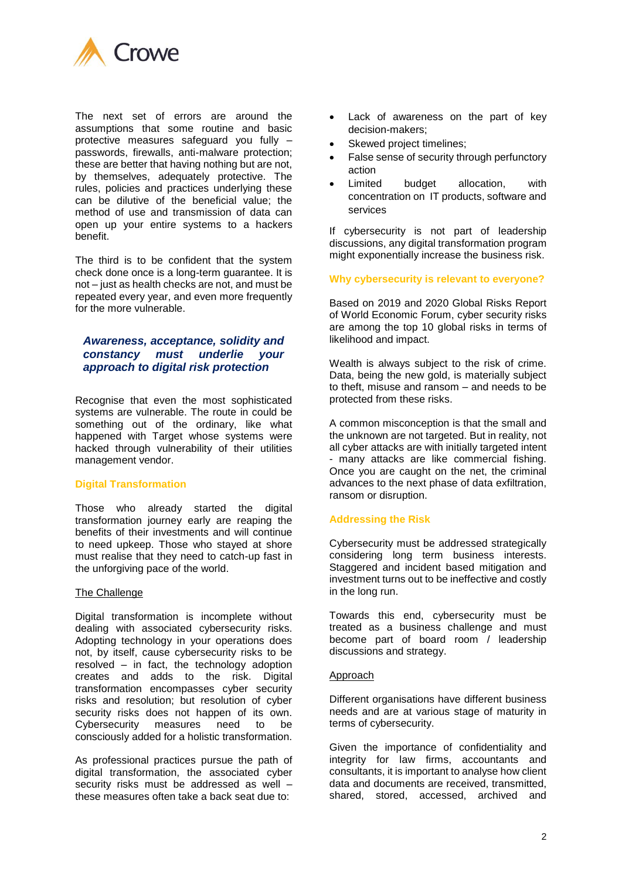The next set of errors are around the assumptions that some routine and basic protective measures safeguard you fully – passwords, firewalls, anti-malware protection; these are better that having nothing but are not, by themselves, adequately protective. The rules, policies and practices underlying these can be dilutive of the beneficial value; the method of use and transmission of data can open up your entire systems to a hackers benefit.

The third is to be confident that the system check done once is a long-term guarantee. It is not – just as health checks are not, and must be repeated every year, and even more frequently for the more vulnerable.

### *Awareness, acceptance, solidity and constancy must underlie your approach to digital risk protection*

Recognise that even the most sophisticated systems are vulnerable. The route in could be something out of the ordinary, like what happened with Target whose systems were hacked through vulnerability of their utilities management vendor.

## Digital Transformation

Those who already started the digital transformation journey early are reaping the benefits of their investments and will continue to need upkeep. Those who stayed at shore must realise that they need to catch-up fast in the unforgiving pace of the world.

### The Challenge

Digital transformation is incomplete without dealing with associated cybersecurity risks. Adopting technology in your operations does not, by itself, cause cybersecurity risks to be resolved – in fact, the technology adoption creates and adds to the risk. Digital transformation encompasses cyber security risks and resolution; but resolution of cyber security risks does not happen of its own. Cybersecurity measures need to be consciously added for a holistic transformation.

As professional practices pursue the path of digital transformation, the associated cyber security risks must be addressed as well – these measures often take a back seat due to:

- Lack of awareness on the part of key decision-makers;
- Skewed project timelines;
- False sense of security through perfunctory action
- Limited budget allocation, with concentration on IT products, software and services

If cybersecurity is not part of leadership discussions, any digital transformation program might exponentially increase the business risk.

## Why cybersecurity is relevant to everyone?

Based on 2019 and 2020 Global Risks Report of World Economic Forum, cyber security risks are among the top 10 global risks in terms of likelihood and impact.

Wealth is always subject to the risk of crime. Data, being the new gold, is materially subject to theft, misuse and ransom – and needs to be protected from these risks.

A common misconception is that the small and the unknown are not targeted. But in reality, not all cyber attacks are with initially targeted intent - many attacks are like commercial fishing. Once you are caught on the net, the criminal advances to the next phase of data exfiltration, ransom or disruption.

## Addressing the Risk

Cybersecurity must be addressed strategically considering long term business interests. Staggered and incident based mitigation and investment turns out to be ineffective and costly in the long run.

Towards this end, cybersecurity must be treated as a business challenge and must become part of board room / leadership discussions and strategy.

### Approach

Different organisations have different business needs and are at various stage of maturity in terms of cybersecurity.

Given the importance of confidentiality and integrity for law firms, accountants and consultants, it is important to analyse how client data and documents are received, transmitted, shared, stored, accessed, archived and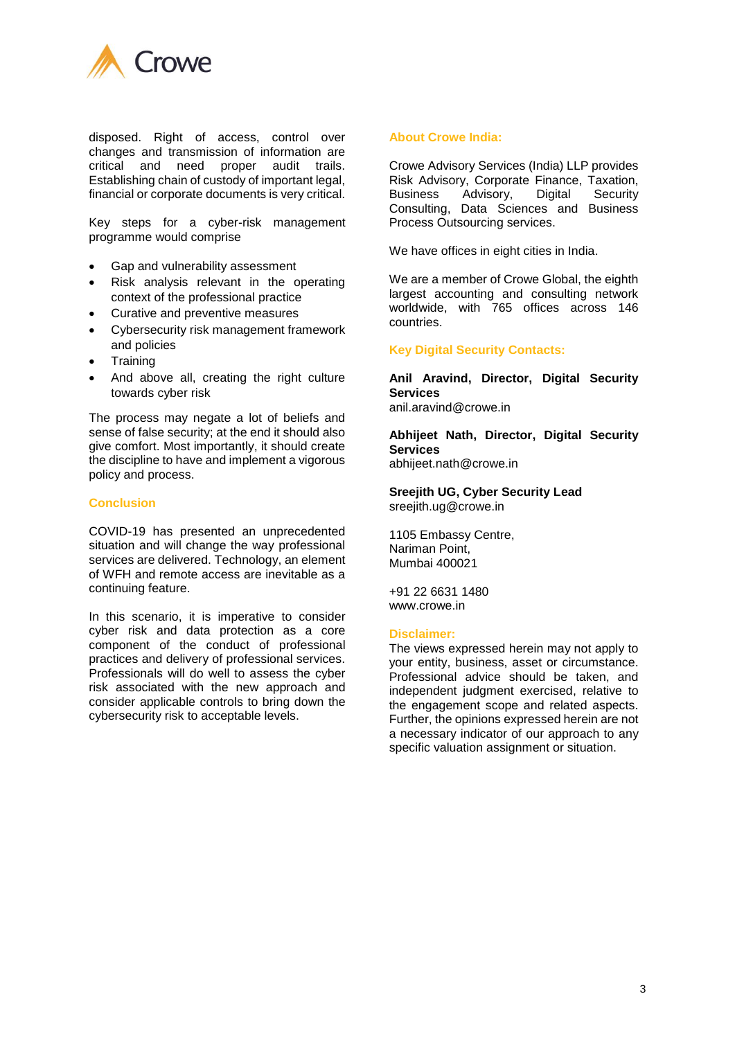disposed. Right of access, control over changes and transmission of information are critical and need proper audit trails. Establishing chain of custody of important legal, financial or corporate documents is very critical.

Key steps for a cyber-risk management programme would comprise

- Gap and vulnerability assessment
- Risk analysis relevant in the operating context of the professional practice
- Curative and preventive measures
- Cybersecurity risk management framework and policies
- Training
- And above all, creating the right culture towards cyber risk

The process may negate a lot of beliefs and sense of false security; at the end it should also give comfort. Most importantly, it should create the discipline to have and implement a vigorous policy and process.

## Conclusion

COVID-19 has presented an unprecedented situation and will change the way professional services are delivered. Technology, an element of WFH and remote access are inevitable as a continuing feature.

In this scenario, it is imperative to consider cyber risk and data protection as a core component of the conduct of professional practices and delivery of professional services. Professionals will do well to assess the cyber risk associated with the new approach and consider applicable controls to bring down the cybersecurity risk to acceptable levels.

## About Crowe India:

Crowe Advisory Services (India) LLP provides Risk Advisory, Corporate Finance, Taxation, Business Advisory, Digital Security Consulting, Data Sciences and Business Process Outsourcing services.

We have offices in eight cities in India.

We are a member of Crowe Global, the eighth largest accounting and consulting network worldwide, with 765 offices across 146 countries.

## Key Digital Security Contacts:

**Anil Aravind, Director, Digital Security Services**
anil.aravind@crowe.in

**Abhijeet Nath, Director, Digital Security Services**
abhijeet.nath@crowe.in

**Sreejith UG, Cyber Security Lead**
sreejith.ug@crowe.in

1105 Embassy Centre,
Nariman Point,
Mumbai 400021

+91 22 6631 1480
www.crowe.in

## Disclaimer:

The views expressed herein may not apply to your entity, business, asset or circumstance. Professional advice should be taken, and independent judgment exercised, relative to the engagement scope and related aspects. Further, the opinions expressed herein are not a necessary indicator of our approach to any specific valuation assignment or situation.